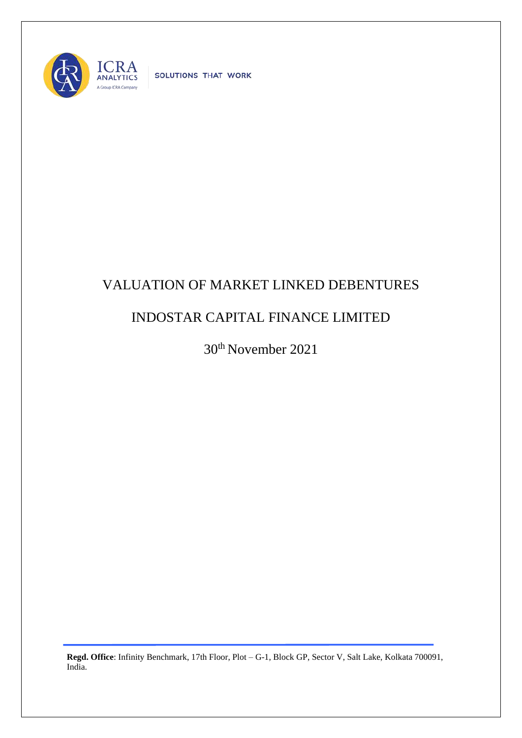SOLUTIONS THAT WORK

# VALUATION OF MARKET LINKED DEBENTURES

# INDOSTAR CAPITAL FINANCE LIMITED

30th November 2021

**Regd. Office**: Infinity Benchmark, 17th Floor, Plot – G-1, Block GP, Sector V, Salt Lake, Kolkata 700091, India.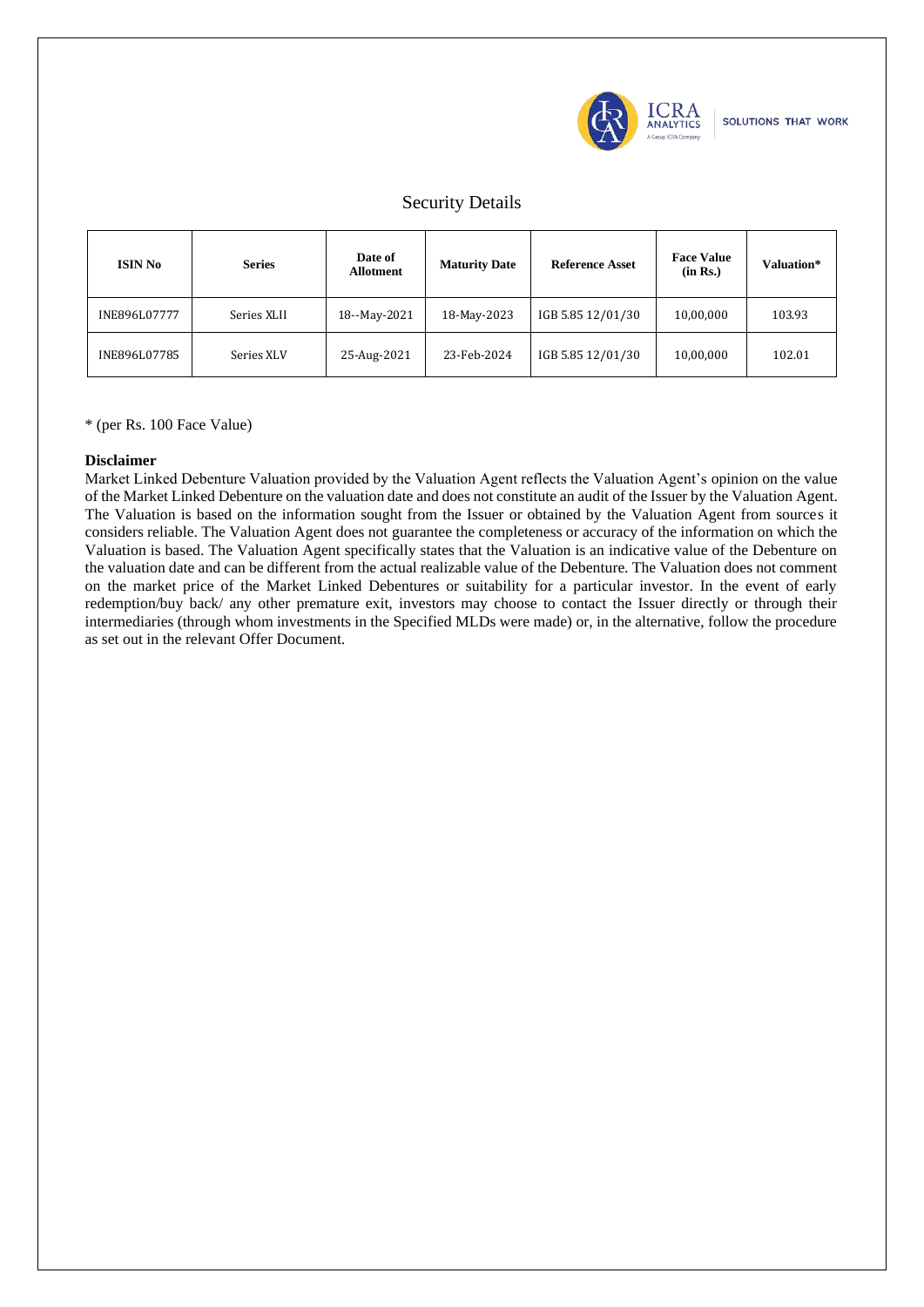## Security Details

| ISIN No | Series | Date of Allotment | Maturity Date | Reference Asset | Face Value (in Rs.) | Valuation* |
|---|---|---|---|---|---|---|
| INE896L07777 | Series XLII | 18--May-2021 | 18-May-2023 | IGB 5.85 12/01/30 | 10,00,000 | 103.93 |
| INE896L07785 | Series XLV | 25-Aug-2021 | 23-Feb-2024 | IGB 5.85 12/01/30 | 10,00,000 | 102.01 |

* (per Rs. 100 Face Value)

**Disclaimer**

Market Linked Debenture Valuation provided by the Valuation Agent reflects the Valuation Agent's opinion on the value of the Market Linked Debenture on the valuation date and does not constitute an audit of the Issuer by the Valuation Agent. The Valuation is based on the information sought from the Issuer or obtained by the Valuation Agent from sources it considers reliable. The Valuation Agent does not guarantee the completeness or accuracy of the information on which the Valuation is based. The Valuation Agent specifically states that the Valuation is an indicative value of the Debenture on the valuation date and can be different from the actual realizable value of the Debenture. The Valuation does not comment on the market price of the Market Linked Debentures or suitability for a particular investor. In the event of early redemption/buy back/ any other premature exit, investors may choose to contact the Issuer directly or through their intermediaries (through whom investments in the Specified MLDs were made) or, in the alternative, follow the procedure as set out in the relevant Offer Document.